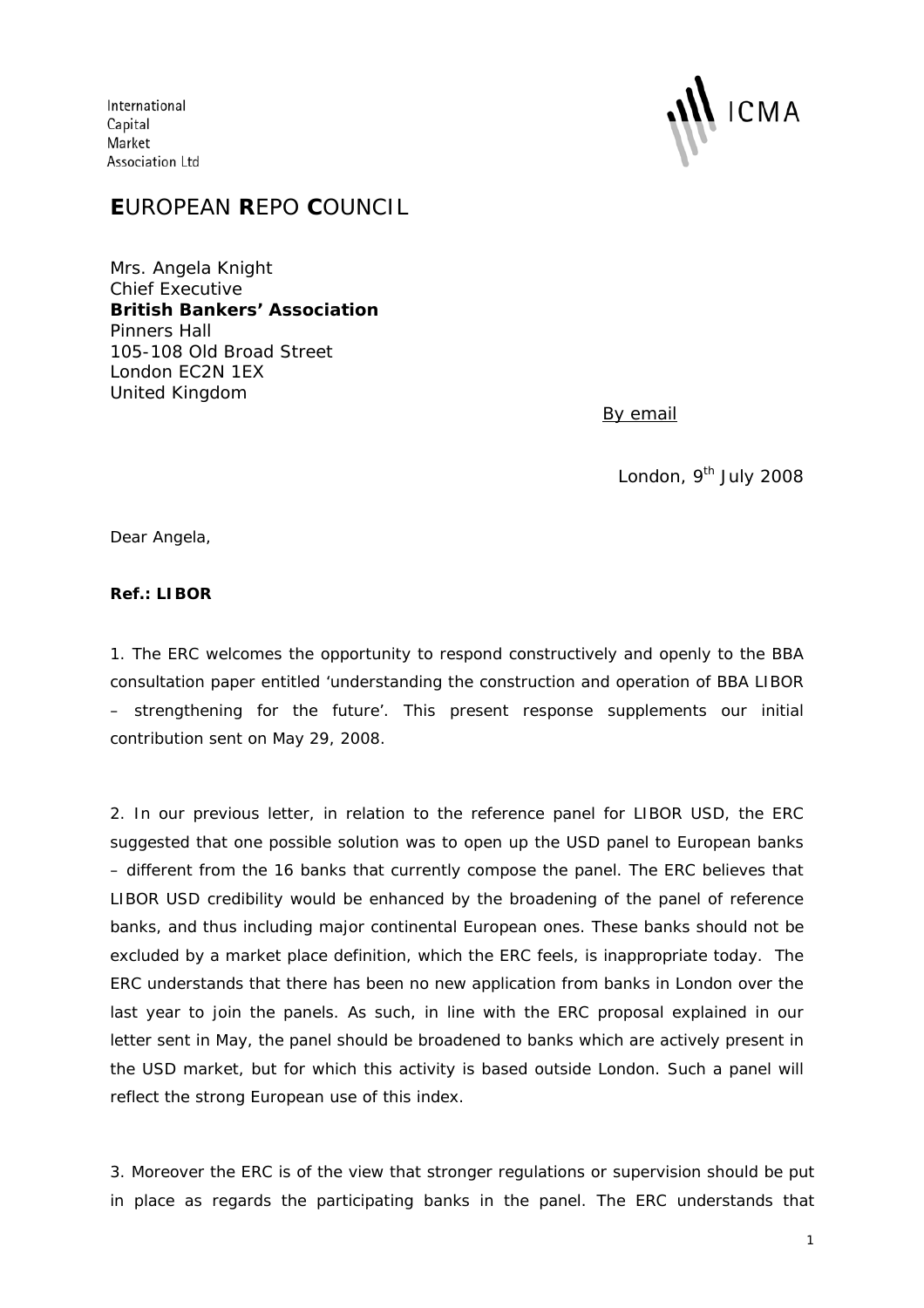International
Capital
Market
Association Ltd

ICMA

# **E**UROPEAN **R**EPO **C**OUNCIL

Mrs. Angela Knight
Chief Executive
**British Bankers' Association**
Pinners Hall
105-108 Old Broad Street
London EC2N 1EX
United Kingdom

By email

London, 9th July 2008

Dear Angela,

**Ref.: LIBOR**

1. The ERC welcomes the opportunity to respond constructively and openly to the BBA consultation paper entitled 'understanding the construction and operation of BBA LIBOR – strengthening for the future'. This present response supplements our initial contribution sent on May 29, 2008.

2. In our previous letter, in relation to the reference panel for LIBOR USD, the ERC suggested that one possible solution was to open up the USD panel to European banks – different from the 16 banks that currently compose the panel. The ERC believes that LIBOR USD credibility would be enhanced by the broadening of the panel of reference banks, and thus including major continental European ones. These banks should not be excluded by a market place definition, which the ERC feels, is inappropriate today. The ERC understands that there has been no new application from banks in London over the last year to join the panels. As such, in line with the ERC proposal explained in our letter sent in May, the panel should be broadened to banks which are actively present in the USD market, but for which this activity is based outside London. Such a panel will reflect the strong European use of this index.

3. Moreover the ERC is of the view that stronger regulations or supervision should be put in place as regards the participating banks in the panel. The ERC understands that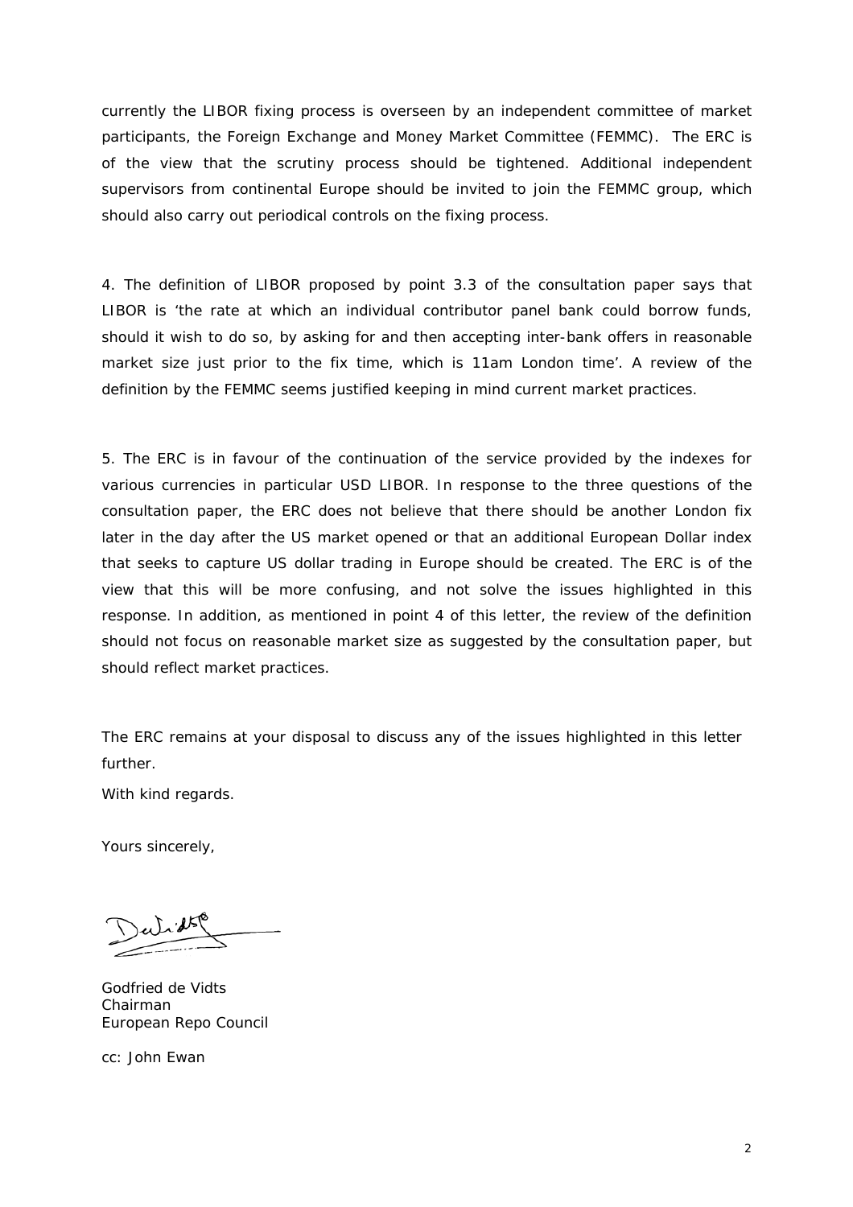currently the LIBOR fixing process is overseen by an independent committee of market participants, the Foreign Exchange and Money Market Committee (FEMMC). The ERC is of the view that the scrutiny process should be tightened. Additional independent supervisors from continental Europe should be invited to join the FEMMC group, which should also carry out periodical controls on the fixing process.

4. The definition of LIBOR proposed by point 3.3 of the consultation paper says that LIBOR is 'the rate at which an individual contributor panel bank could borrow funds, should it wish to do so, by asking for and then accepting inter-bank offers in reasonable market size just prior to the fix time, which is 11am London time'. A review of the definition by the FEMMC seems justified keeping in mind current market practices.

5. The ERC is in favour of the continuation of the service provided by the indexes for various currencies in particular USD LIBOR. In response to the three questions of the consultation paper, the ERC does not believe that there should be another London fix later in the day after the US market opened or that an additional European Dollar index that seeks to capture US dollar trading in Europe should be created. The ERC is of the view that this will be more confusing, and not solve the issues highlighted in this response. In addition, as mentioned in point 4 of this letter, the review of the definition should not focus on reasonable market size as suggested by the consultation paper, but should reflect market practices.

The ERC remains at your disposal to discuss any of the issues highlighted in this letter further.

With kind regards.

Yours sincerely,

Godfried de Vidts
Chairman
European Repo Council

cc: John Ewan